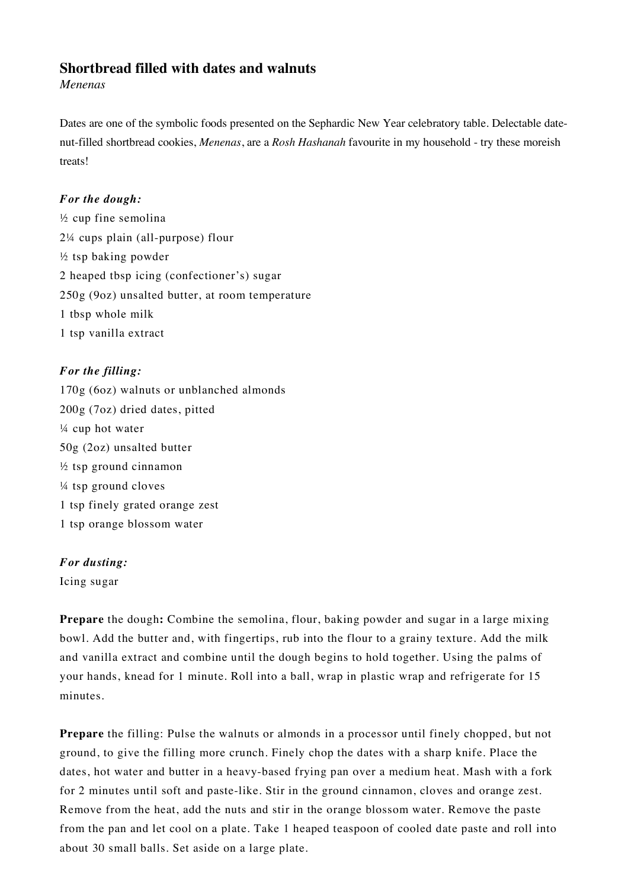## Shortbread filled with dates and walnuts

*Menenas*

Dates are one of the symbolic foods presented on the Sephardic New Year celebratory table. Delectable date-nut-filled shortbread cookies, *Menenas*, are a *Rosh Hashanah* favourite in my household - try these moreish treats!

***For the dough:***

½ cup fine semolina
2¼ cups plain (all-purpose) flour
½ tsp baking powder
2 heaped tbsp icing (confectioner's) sugar
250g (9oz) unsalted butter, at room temperature
1 tbsp whole milk
1 tsp vanilla extract

***For the filling:***

170g (6oz) walnuts or unblanched almonds
200g (7oz) dried dates, pitted
¼ cup hot water
50g (2oz) unsalted butter
½ tsp ground cinnamon
¼ tsp ground cloves
1 tsp finely grated orange zest
1 tsp orange blossom water

***For dusting:***

Icing sugar

**Prepare** the dough**:** Combine the semolina, flour, baking powder and sugar in a large mixing bowl. Add the butter and, with fingertips, rub into the flour to a grainy texture. Add the milk and vanilla extract and combine until the dough begins to hold together. Using the palms of your hands, knead for 1 minute. Roll into a ball, wrap in plastic wrap and refrigerate for 15 minutes.

**Prepare** the filling: Pulse the walnuts or almonds in a processor until finely chopped, but not ground, to give the filling more crunch. Finely chop the dates with a sharp knife. Place the dates, hot water and butter in a heavy-based frying pan over a medium heat. Mash with a fork for 2 minutes until soft and paste-like. Stir in the ground cinnamon, cloves and orange zest. Remove from the heat, add the nuts and stir in the orange blossom water. Remove the paste from the pan and let cool on a plate. Take 1 heaped teaspoon of cooled date paste and roll into about 30 small balls. Set aside on a large plate.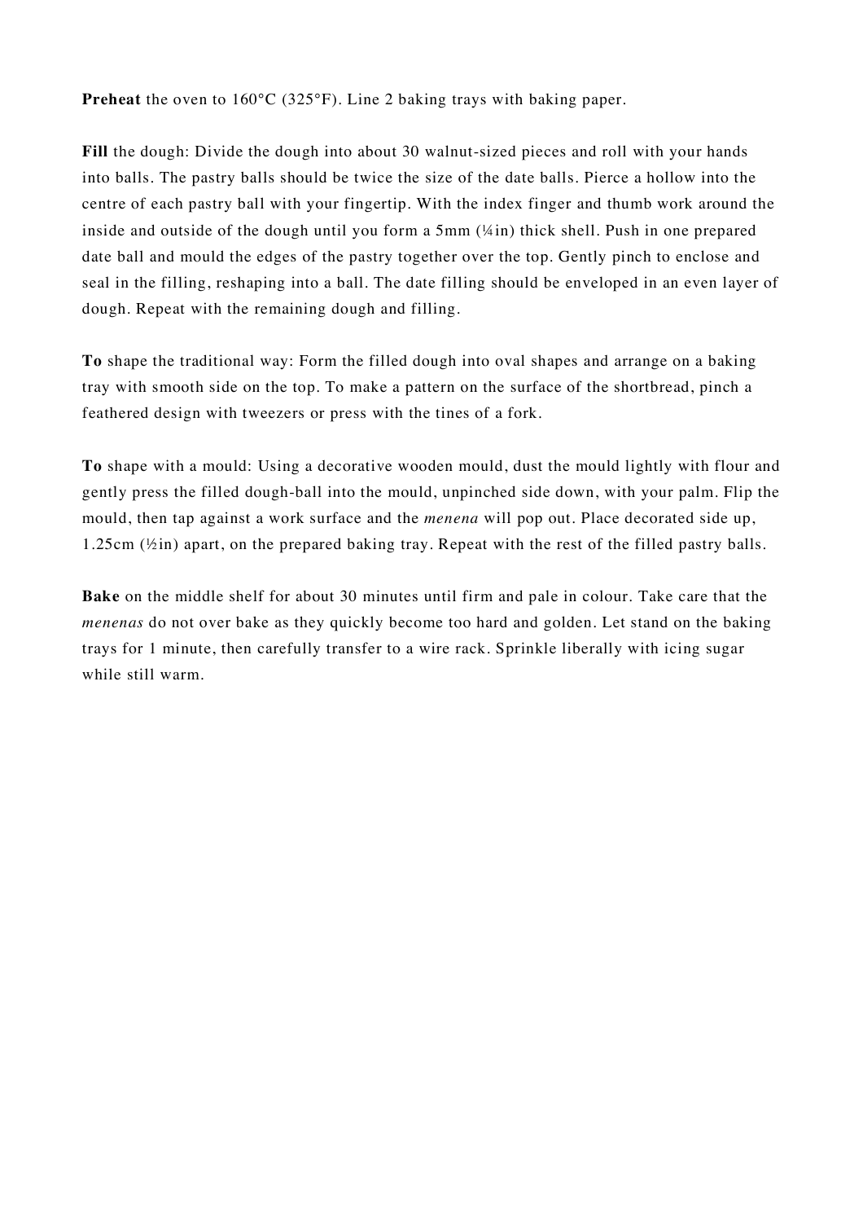**Preheat** the oven to 160°C (325°F). Line 2 baking trays with baking paper.

**Fill** the dough: Divide the dough into about 30 walnut-sized pieces and roll with your hands into balls. The pastry balls should be twice the size of the date balls. Pierce a hollow into the centre of each pastry ball with your fingertip. With the index finger and thumb work around the inside and outside of the dough until you form a 5mm (¼in) thick shell. Push in one prepared date ball and mould the edges of the pastry together over the top. Gently pinch to enclose and seal in the filling, reshaping into a ball. The date filling should be enveloped in an even layer of dough. Repeat with the remaining dough and filling.

**To** shape the traditional way: Form the filled dough into oval shapes and arrange on a baking tray with smooth side on the top. To make a pattern on the surface of the shortbread, pinch a feathered design with tweezers or press with the tines of a fork.

**To** shape with a mould: Using a decorative wooden mould, dust the mould lightly with flour and gently press the filled dough-ball into the mould, unpinched side down, with your palm. Flip the mould, then tap against a work surface and the *menena* will pop out. Place decorated side up, 1.25cm (½in) apart, on the prepared baking tray. Repeat with the rest of the filled pastry balls.

**Bake** on the middle shelf for about 30 minutes until firm and pale in colour. Take care that the *menenas* do not over bake as they quickly become too hard and golden. Let stand on the baking trays for 1 minute, then carefully transfer to a wire rack. Sprinkle liberally with icing sugar while still warm.